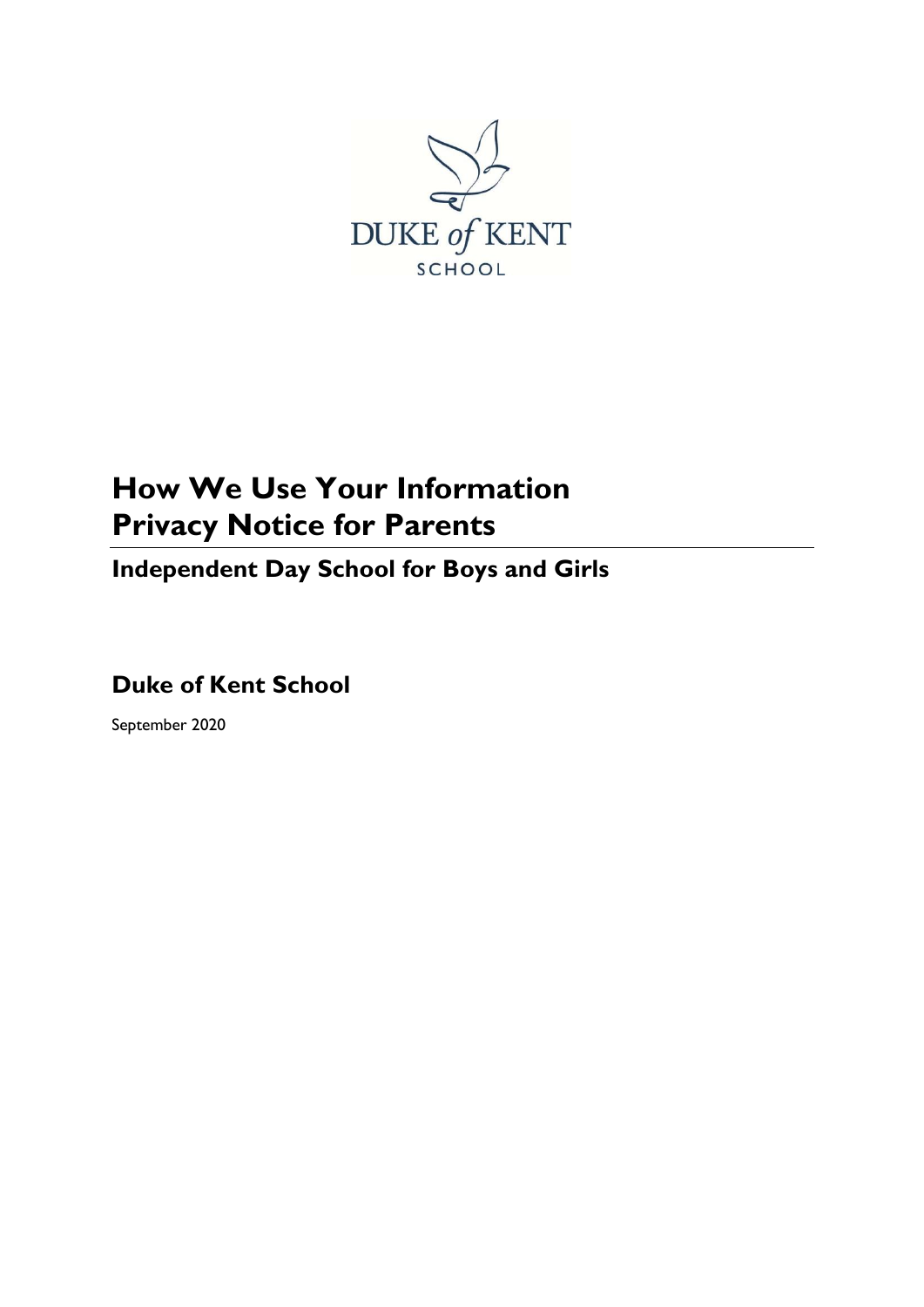DUKE *of* KENT

SCHOOL

# How We Use Your Information
# Privacy Notice for Parents

## Independent Day School for Boys and Girls

## Duke of Kent School

September 2020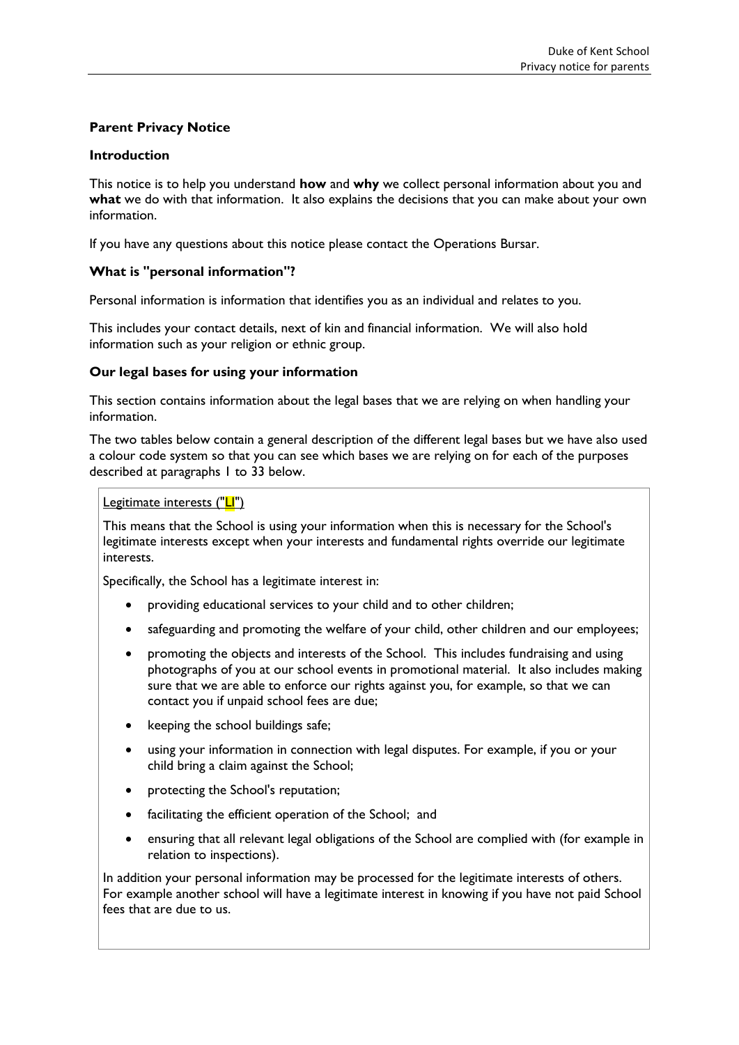**Parent Privacy Notice**

**Introduction**

This notice is to help you understand **how** and **why** we collect personal information about you and **what** we do with that information. It also explains the decisions that you can make about your own information.

If you have any questions about this notice please contact the Operations Bursar.

**What is "personal information"?**

Personal information is information that identifies you as an individual and relates to you.

This includes your contact details, next of kin and financial information. We will also hold information such as your religion or ethnic group.

**Our legal bases for using your information**

This section contains information about the legal bases that we are relying on when handling your information.

The two tables below contain a general description of the different legal bases but we have also used a colour code system so that you can see which bases we are relying on for each of the purposes described at paragraphs 1 to 33 below.

Legitimate interests ("LI")

This means that the School is using your information when this is necessary for the School's legitimate interests except when your interests and fundamental rights override our legitimate interests.

Specifically, the School has a legitimate interest in:

- providing educational services to your child and to other children;
- safeguarding and promoting the welfare of your child, other children and our employees;
- promoting the objects and interests of the School. This includes fundraising and using photographs of you at our school events in promotional material. It also includes making sure that we are able to enforce our rights against you, for example, so that we can contact you if unpaid school fees are due;
- keeping the school buildings safe;
- using your information in connection with legal disputes. For example, if you or your child bring a claim against the School;
- protecting the School's reputation;
- facilitating the efficient operation of the School; and
- ensuring that all relevant legal obligations of the School are complied with (for example in relation to inspections).

In addition your personal information may be processed for the legitimate interests of others. For example another school will have a legitimate interest in knowing if you have not paid School fees that are due to us.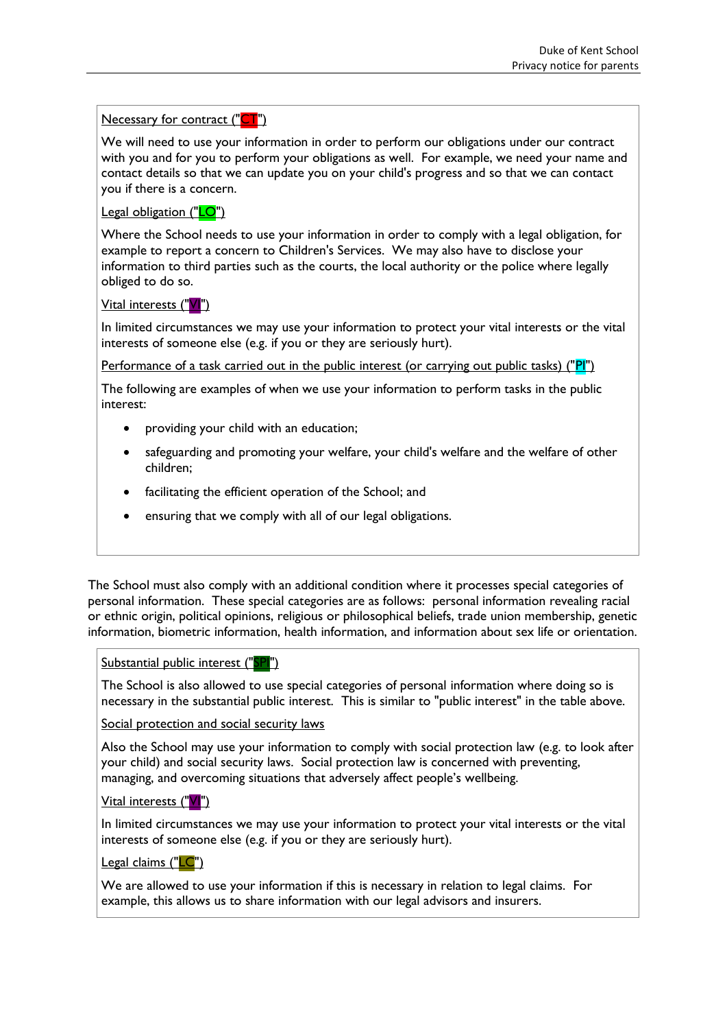Necessary for contract ("CT")

We will need to use your information in order to perform our obligations under our contract with you and for you to perform your obligations as well. For example, we need your name and contact details so that we can update you on your child's progress and so that we can contact you if there is a concern.

Legal obligation ("LO")

Where the School needs to use your information in order to comply with a legal obligation, for example to report a concern to Children's Services. We may also have to disclose your information to third parties such as the courts, the local authority or the police where legally obliged to do so.

Vital interests ("VI")

In limited circumstances we may use your information to protect your vital interests or the vital interests of someone else (e.g. if you or they are seriously hurt).

Performance of a task carried out in the public interest (or carrying out public tasks) ("PI")

The following are examples of when we use your information to perform tasks in the public interest:

- providing your child with an education;
- safeguarding and promoting your welfare, your child's welfare and the welfare of other children;
- facilitating the efficient operation of the School; and
- ensuring that we comply with all of our legal obligations.

The School must also comply with an additional condition where it processes special categories of personal information. These special categories are as follows: personal information revealing racial or ethnic origin, political opinions, religious or philosophical beliefs, trade union membership, genetic information, biometric information, health information, and information about sex life or orientation.

Substantial public interest ("SPI")

The School is also allowed to use special categories of personal information where doing so is necessary in the substantial public interest. This is similar to "public interest" in the table above.

Social protection and social security laws

Also the School may use your information to comply with social protection law (e.g. to look after your child) and social security laws. Social protection law is concerned with preventing, managing, and overcoming situations that adversely affect people's wellbeing.

Vital interests ("VI")

In limited circumstances we may use your information to protect your vital interests or the vital interests of someone else (e.g. if you or they are seriously hurt).

Legal claims ("LC")

We are allowed to use your information if this is necessary in relation to legal claims. For example, this allows us to share information with our legal advisors and insurers.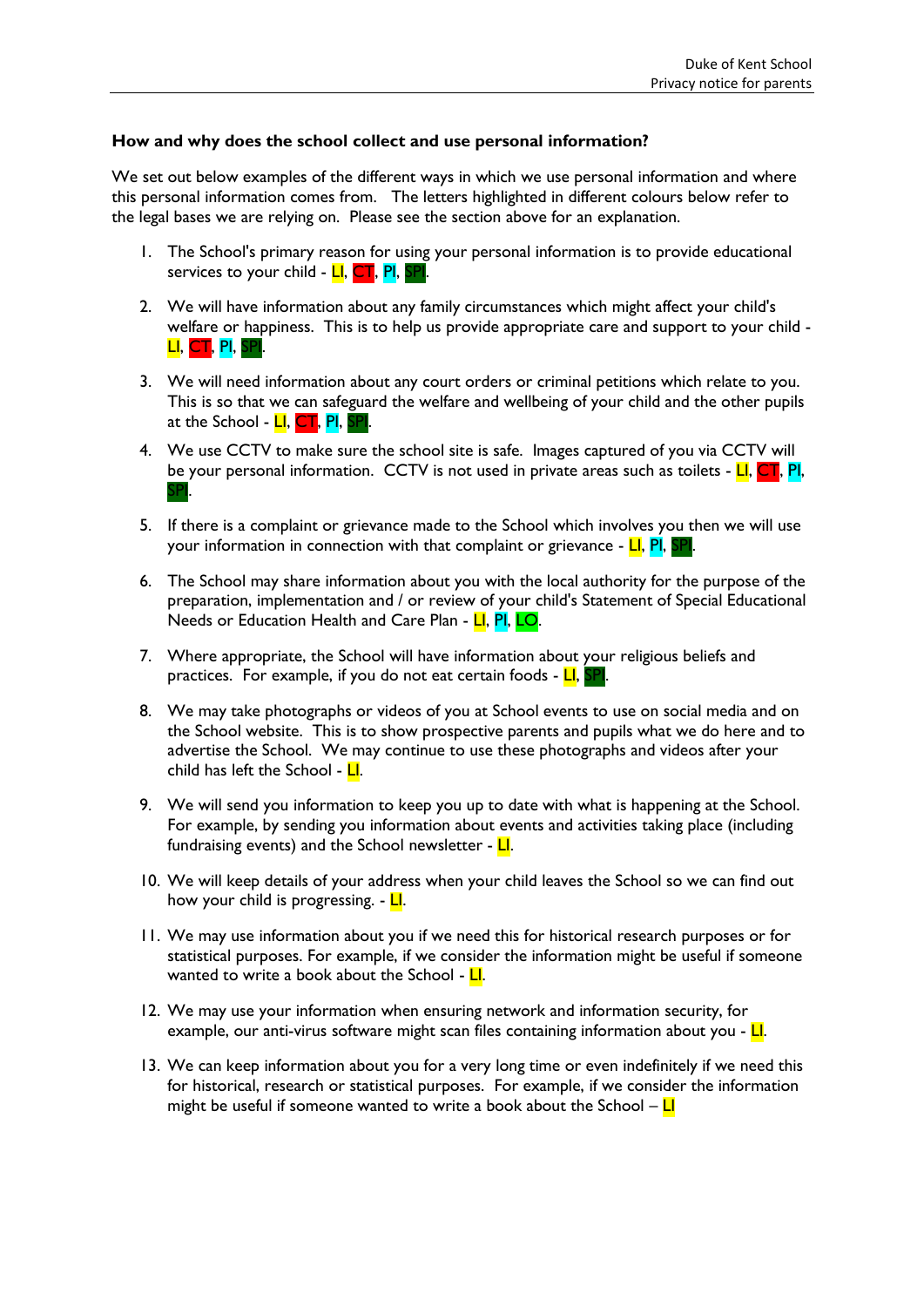## How and why does the school collect and use personal information?

We set out below examples of the different ways in which we use personal information and where this personal information comes from. The letters highlighted in different colours below refer to the legal bases we are relying on. Please see the section above for an explanation.

1. The School's primary reason for using your personal information is to provide educational services to your child - LI, CT, PI, SPI.

2. We will have information about any family circumstances which might affect your child's welfare or happiness. This is to help us provide appropriate care and support to your child - LI, CT, PI, SPI.

3. We will need information about any court orders or criminal petitions which relate to you. This is so that we can safeguard the welfare and wellbeing of your child and the other pupils at the School - LI, CT, PI, SPI.

4. We use CCTV to make sure the school site is safe. Images captured of you via CCTV will be your personal information. CCTV is not used in private areas such as toilets - LI, CT, PI, SPI.

5. If there is a complaint or grievance made to the School which involves you then we will use your information in connection with that complaint or grievance - LI, PI, SPI.

6. The School may share information about you with the local authority for the purpose of the preparation, implementation and / or review of your child's Statement of Special Educational Needs or Education Health and Care Plan - LI, PI, LO.

7. Where appropriate, the School will have information about your religious beliefs and practices. For example, if you do not eat certain foods - LI, SPI.

8. We may take photographs or videos of you at School events to use on social media and on the School website. This is to show prospective parents and pupils what we do here and to advertise the School. We may continue to use these photographs and videos after your child has left the School - LI.

9. We will send you information to keep you up to date with what is happening at the School. For example, by sending you information about events and activities taking place (including fundraising events) and the School newsletter - LI.

10. We will keep details of your address when your child leaves the School so we can find out how your child is progressing. - LI.

11. We may use information about you if we need this for historical research purposes or for statistical purposes. For example, if we consider the information might be useful if someone wanted to write a book about the School - LI.

12. We may use your information when ensuring network and information security, for example, our anti-virus software might scan files containing information about you - LI.

13. We can keep information about you for a very long time or even indefinitely if we need this for historical, research or statistical purposes. For example, if we consider the information might be useful if someone wanted to write a book about the School – LI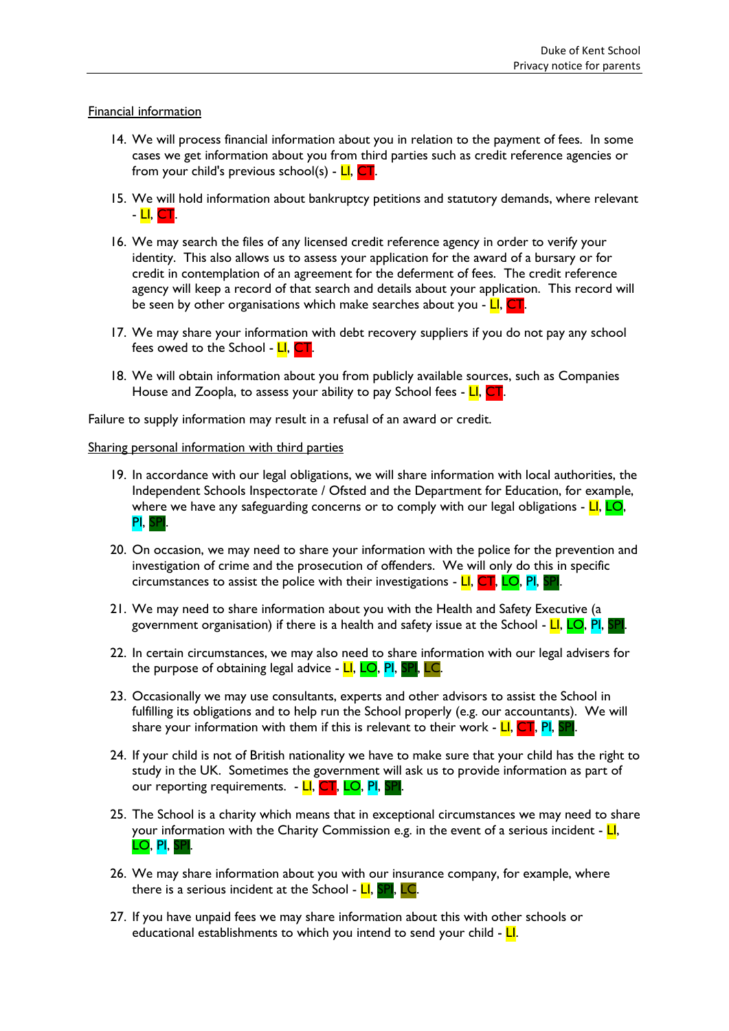Financial information

14. We will process financial information about you in relation to the payment of fees. In some cases we get information about you from third parties such as credit reference agencies or from your child's previous school(s) - LI, CT.

15. We will hold information about bankruptcy petitions and statutory demands, where relevant - LI, CT.

16. We may search the files of any licensed credit reference agency in order to verify your identity. This also allows us to assess your application for the award of a bursary or for credit in contemplation of an agreement for the deferment of fees. The credit reference agency will keep a record of that search and details about your application. This record will be seen by other organisations which make searches about you - LI, CT.

17. We may share your information with debt recovery suppliers if you do not pay any school fees owed to the School - LI, CT.

18. We will obtain information about you from publicly available sources, such as Companies House and Zoopla, to assess your ability to pay School fees - LI, CT.

Failure to supply information may result in a refusal of an award or credit.

Sharing personal information with third parties

19. In accordance with our legal obligations, we will share information with local authorities, the Independent Schools Inspectorate / Ofsted and the Department for Education, for example, where we have any safeguarding concerns or to comply with our legal obligations - LI, LO, PI, SPI.

20. On occasion, we may need to share your information with the police for the prevention and investigation of crime and the prosecution of offenders. We will only do this in specific circumstances to assist the police with their investigations - LI, CT, LO, PI, SPI.

21. We may need to share information about you with the Health and Safety Executive (a government organisation) if there is a health and safety issue at the School - LI, LO, PI, SPI.

22. In certain circumstances, we may also need to share information with our legal advisers for the purpose of obtaining legal advice - LI, LO, PI, SPI, LC.

23. Occasionally we may use consultants, experts and other advisors to assist the School in fulfilling its obligations and to help run the School properly (e.g. our accountants). We will share your information with them if this is relevant to their work - LI, CT, PI, SPI.

24. If your child is not of British nationality we have to make sure that your child has the right to study in the UK. Sometimes the government will ask us to provide information as part of our reporting requirements. - LI, CT, LO, PI, SPI.

25. The School is a charity which means that in exceptional circumstances we may need to share your information with the Charity Commission e.g. in the event of a serious incident - LI, LO, PI, SPI.

26. We may share information about you with our insurance company, for example, where there is a serious incident at the School - LI, SPI, LC.

27. If you have unpaid fees we may share information about this with other schools or educational establishments to which you intend to send your child - LI.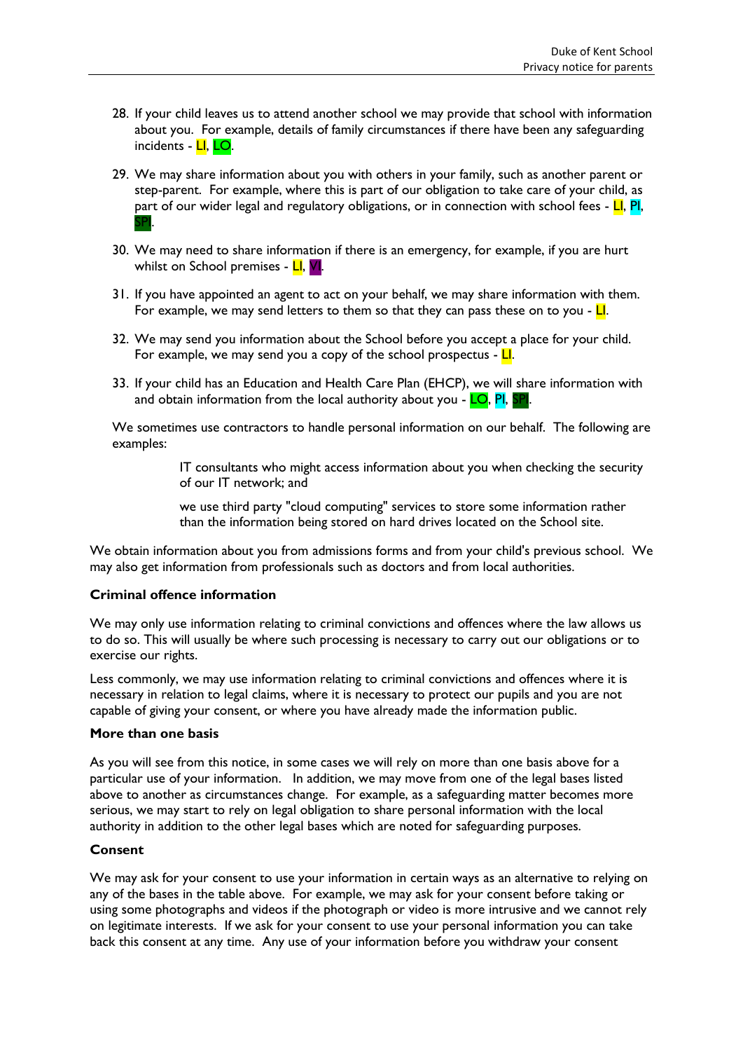28. If your child leaves us to attend another school we may provide that school with information about you. For example, details of family circumstances if there have been any safeguarding incidents - LI, LO.

29. We may share information about you with others in your family, such as another parent or step-parent. For example, where this is part of our obligation to take care of your child, as part of our wider legal and regulatory obligations, or in connection with school fees - LI, PI, SPI.

30. We may need to share information if there is an emergency, for example, if you are hurt whilst on School premises - LI, VI.

31. If you have appointed an agent to act on your behalf, we may share information with them. For example, we may send letters to them so that they can pass these on to you - LI.

32. We may send you information about the School before you accept a place for your child. For example, we may send you a copy of the school prospectus - LI.

33. If your child has an Education and Health Care Plan (EHCP), we will share information with and obtain information from the local authority about you - LO, PI, SPI.

We sometimes use contractors to handle personal information on our behalf. The following are examples:

IT consultants who might access information about you when checking the security of our IT network; and

we use third party "cloud computing" services to store some information rather than the information being stored on hard drives located on the School site.

We obtain information about you from admissions forms and from your child's previous school. We may also get information from professionals such as doctors and from local authorities.

**Criminal offence information**

We may only use information relating to criminal convictions and offences where the law allows us to do so. This will usually be where such processing is necessary to carry out our obligations or to exercise our rights.

Less commonly, we may use information relating to criminal convictions and offences where it is necessary in relation to legal claims, where it is necessary to protect our pupils and you are not capable of giving your consent, or where you have already made the information public.

**More than one basis**

As you will see from this notice, in some cases we will rely on more than one basis above for a particular use of your information. In addition, we may move from one of the legal bases listed above to another as circumstances change. For example, as a safeguarding matter becomes more serious, we may start to rely on legal obligation to share personal information with the local authority in addition to the other legal bases which are noted for safeguarding purposes.

**Consent**

We may ask for your consent to use your information in certain ways as an alternative to relying on any of the bases in the table above. For example, we may ask for your consent before taking or using some photographs and videos if the photograph or video is more intrusive and we cannot rely on legitimate interests. If we ask for your consent to use your personal information you can take back this consent at any time. Any use of your information before you withdraw your consent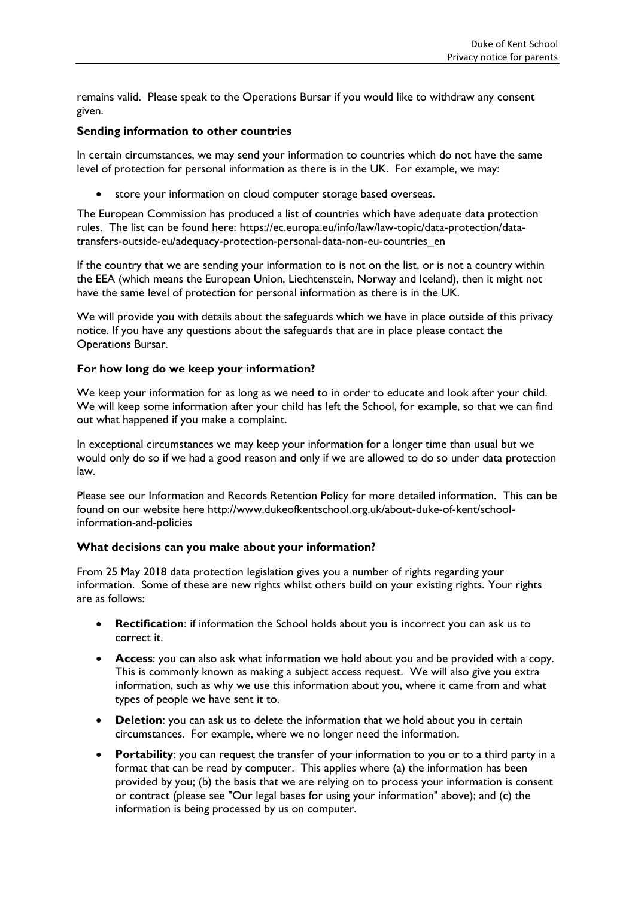remains valid. Please speak to the Operations Bursar if you would like to withdraw any consent given.

### Sending information to other countries

In certain circumstances, we may send your information to countries which do not have the same level of protection for personal information as there is in the UK. For example, we may:

- store your information on cloud computer storage based overseas.

The European Commission has produced a list of countries which have adequate data protection rules. The list can be found here: https://ec.europa.eu/info/law/law-topic/data-protection/data-transfers-outside-eu/adequacy-protection-personal-data-non-eu-countries_en

If the country that we are sending your information to is not on the list, or is not a country within the EEA (which means the European Union, Liechtenstein, Norway and Iceland), then it might not have the same level of protection for personal information as there is in the UK.

We will provide you with details about the safeguards which we have in place outside of this privacy notice. If you have any questions about the safeguards that are in place please contact the Operations Bursar.

### For how long do we keep your information?

We keep your information for as long as we need to in order to educate and look after your child. We will keep some information after your child has left the School, for example, so that we can find out what happened if you make a complaint.

In exceptional circumstances we may keep your information for a longer time than usual but we would only do so if we had a good reason and only if we are allowed to do so under data protection law.

Please see our Information and Records Retention Policy for more detailed information. This can be found on our website here http://www.dukeofkentschool.org.uk/about-duke-of-kent/school-information-and-policies

### What decisions can you make about your information?

From 25 May 2018 data protection legislation gives you a number of rights regarding your information. Some of these are new rights whilst others build on your existing rights. Your rights are as follows:

- **Rectification**: if information the School holds about you is incorrect you can ask us to correct it.
- **Access**: you can also ask what information we hold about you and be provided with a copy. This is commonly known as making a subject access request. We will also give you extra information, such as why we use this information about you, where it came from and what types of people we have sent it to.
- **Deletion**: you can ask us to delete the information that we hold about you in certain circumstances. For example, where we no longer need the information.
- **Portability**: you can request the transfer of your information to you or to a third party in a format that can be read by computer. This applies where (a) the information has been provided by you; (b) the basis that we are relying on to process your information is consent or contract (please see "Our legal bases for using your information" above); and (c) the information is being processed by us on computer.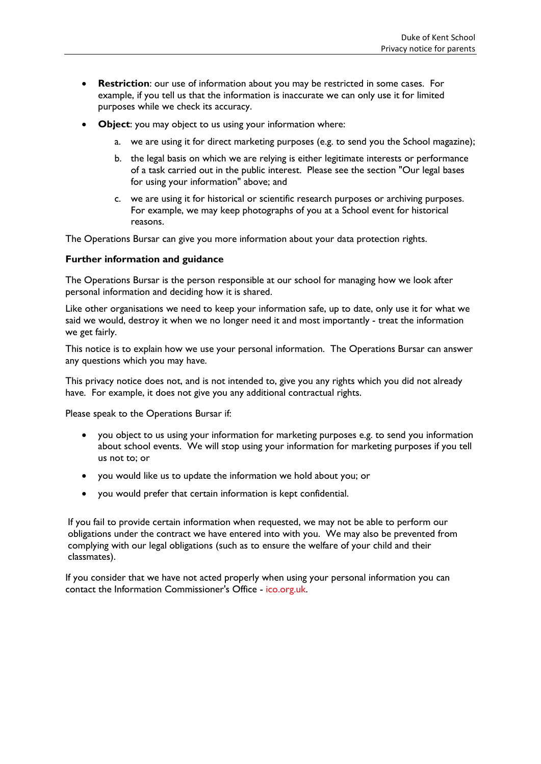- **Restriction**: our use of information about you may be restricted in some cases. For example, if you tell us that the information is inaccurate we can only use it for limited purposes while we check its accuracy.
- **Object**: you may object to us using your information where:
  a. we are using it for direct marketing purposes (e.g. to send you the School magazine);
  b. the legal basis on which we are relying is either legitimate interests or performance of a task carried out in the public interest. Please see the section "Our legal bases for using your information" above; and
  c. we are using it for historical or scientific research purposes or archiving purposes. For example, we may keep photographs of you at a School event for historical reasons.

The Operations Bursar can give you more information about your data protection rights.

**Further information and guidance**

The Operations Bursar is the person responsible at our school for managing how we look after personal information and deciding how it is shared.

Like other organisations we need to keep your information safe, up to date, only use it for what we said we would, destroy it when we no longer need it and most importantly - treat the information we get fairly.

This notice is to explain how we use your personal information. The Operations Bursar can answer any questions which you may have.

This privacy notice does not, and is not intended to, give you any rights which you did not already have. For example, it does not give you any additional contractual rights.

Please speak to the Operations Bursar if:

- you object to us using your information for marketing purposes e.g. to send you information about school events. We will stop using your information for marketing purposes if you tell us not to; or
- you would like us to update the information we hold about you; or
- you would prefer that certain information is kept confidential.

If you fail to provide certain information when requested, we may not be able to perform our obligations under the contract we have entered into with you. We may also be prevented from complying with our legal obligations (such as to ensure the welfare of your child and their classmates).

If you consider that we have not acted properly when using your personal information you can contact the Information Commissioner's Office - ico.org.uk.